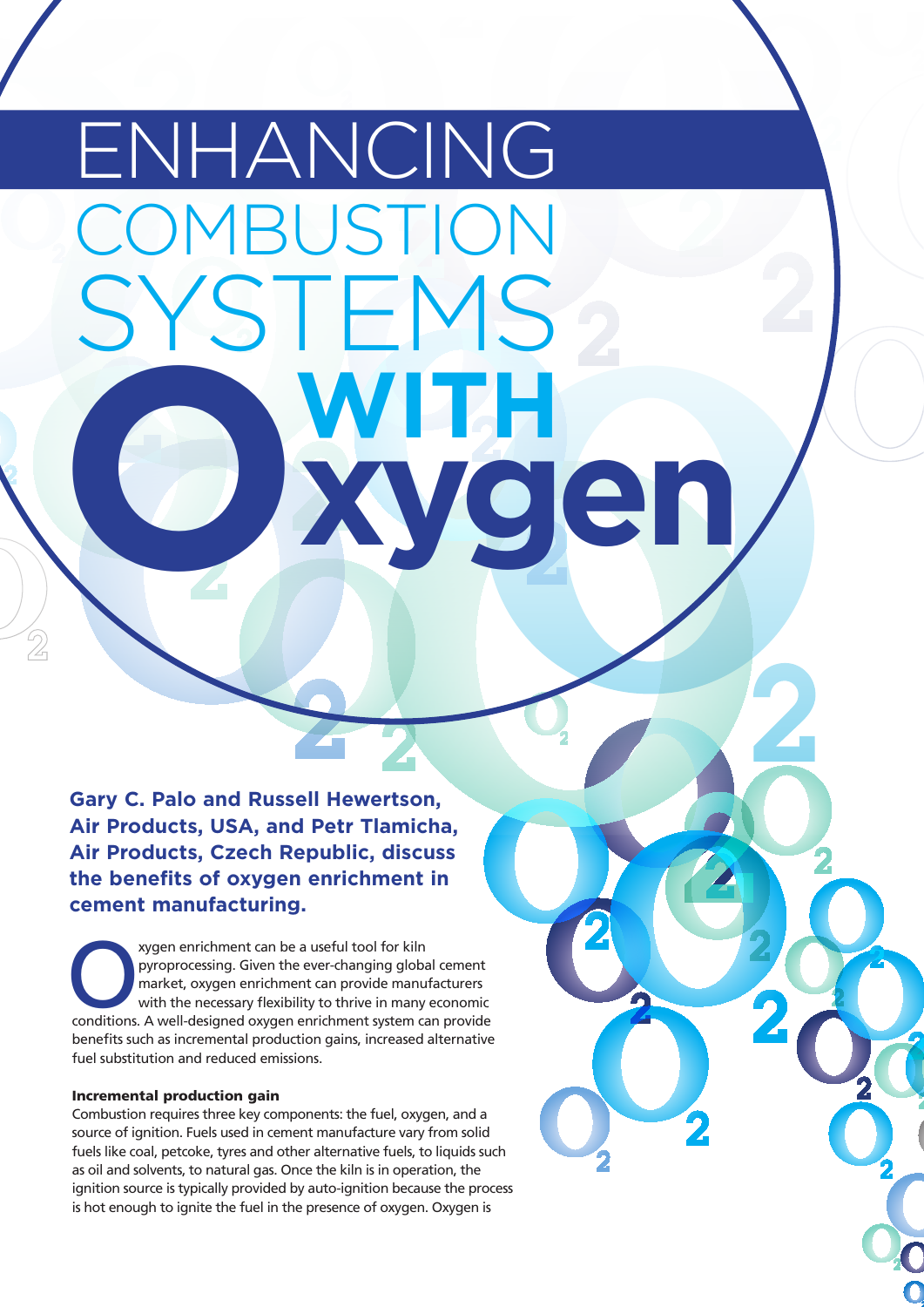# ENHANCING COMBUSTION SYSTEMS WITH Oxygen

**Gary C. Palo and Russell Hewertson, Air Products, USA, and Petr Tlamicha, Air Products, Czech Republic, discuss the benefits of oxygen enrichment in cement manufacturing.**

Oxygen enrichment can be a useful tool for kiln pyroprocessing. Given the ever-changing global cement market, oxygen enrichment can provide manufacturers with the necessary flexibility to thrive in many economic conditions. A well-designed oxygen enrichment system can provide benefits such as incremental production gains, increased alternative fuel substitution and reduced emissions.

#### Incremental production gain

Combustion requires three key components: the fuel, oxygen, and a source of ignition. Fuels used in cement manufacture vary from solid fuels like coal, petcoke, tyres and other alternative fuels, to liquids such as oil and solvents, to natural gas. Once the kiln is in operation, the ignition source is typically provided by auto-ignition because the process is hot enough to ignite the fuel in the presence of oxygen. Oxygen is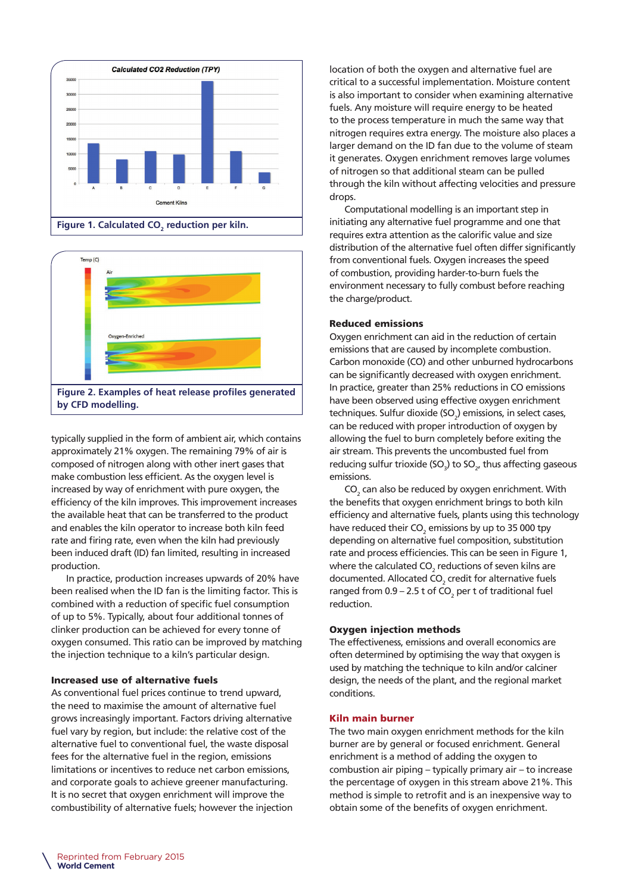Figure 1. Calculated $CO_2$ reduction per kiln.

Figure 2. Examples of heat release profiles generated by CFD modelling.

typically supplied in the form of ambient air, which contains approximately 21% oxygen. The remaining 79% of air is composed of nitrogen along with other inert gases that make combustion less efficient. As the oxygen level is increased by way of enrichment with pure oxygen, the efficiency of the kiln improves. This improvement increases the available heat that can be transferred to the product and enables the kiln operator to increase both kiln feed rate and firing rate, even when the kiln had previously been induced draft (ID) fan limited, resulting in increased production.

In practice, production increases upwards of 20% have been realised when the ID fan is the limiting factor. This is combined with a reduction of specific fuel consumption of up to 5%. Typically, about four additional tonnes of clinker production can be achieved for every tonne of oxygen consumed. This ratio can be improved by matching the injection technique to a kiln's particular design.

## Increased use of alternative fuels

As conventional fuel prices continue to trend upward, the need to maximise the amount of alternative fuel grows increasingly important. Factors driving alternative fuel vary by region, but include: the relative cost of the alternative fuel to conventional fuel, the waste disposal fees for the alternative fuel in the region, emissions limitations or incentives to reduce net carbon emissions, and corporate goals to achieve greener manufacturing. It is no secret that oxygen enrichment will improve the combustibility of alternative fuels; however the injection location of both the oxygen and alternative fuel are critical to a successful implementation. Moisture content is also important to consider when examining alternative fuels. Any moisture will require energy to be heated to the process temperature in much the same way that nitrogen requires extra energy. The moisture also places a larger demand on the ID fan due to the volume of steam it generates. Oxygen enrichment removes large volumes of nitrogen so that additional steam can be pulled through the kiln without affecting velocities and pressure drops.

Computational modelling is an important step in initiating any alternative fuel programme and one that requires extra attention as the calorific value and size distribution of the alternative fuel often differ significantly from conventional fuels. Oxygen increases the speed of combustion, providing harder-to-burn fuels the environment necessary to fully combust before reaching the charge/product.

## Reduced emissions

Oxygen enrichment can aid in the reduction of certain emissions that are caused by incomplete combustion. Carbon monoxide (CO) and other unburned hydrocarbons can be significantly decreased with oxygen enrichment. In practice, greater than 25% reductions in CO emissions have been observed using effective oxygen enrichment techniques. Sulfur dioxide ($SO_2$) emissions, in select cases, can be reduced with proper introduction of oxygen by allowing the fuel to burn completely before exiting the air stream. This prevents the uncombusted fuel from reducing sulfur trioxide ($SO_3$) to $SO_2$, thus affecting gaseous emissions.

$CO_2$ can also be reduced by oxygen enrichment. With the benefits that oxygen enrichment brings to both kiln efficiency and alternative fuels, plants using this technology have reduced their $CO_2$ emissions by up to 35 000 tpy depending on alternative fuel composition, substitution rate and process efficiencies. This can be seen in Figure 1, where the calculated $CO_2$ reductions of seven kilns are documented. Allocated $CO_2$ credit for alternative fuels ranged from 0.9 – 2.5 t of $CO_2$ per t of traditional fuel reduction.

## Oxygen injection methods

The effectiveness, emissions and overall economics are often determined by optimising the way that oxygen is used by matching the technique to kiln and/or calciner design, the needs of the plant, and the regional market conditions.

### Kiln main burner

The two main oxygen enrichment methods for the kiln burner are by general or focused enrichment. General enrichment is a method of adding the oxygen to combustion air piping – typically primary air – to increase the percentage of oxygen in this stream above 21%. This method is simple to retrofit and is an inexpensive way to obtain some of the benefits of oxygen enrichment.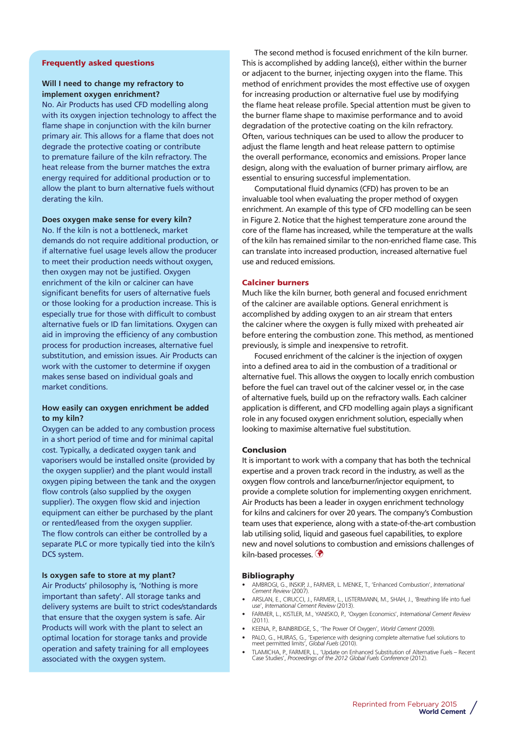## Frequently asked questions

**Will I need to change my refractory to implement oxygen enrichment?**

No. Air Products has used CFD modelling along with its oxygen injection technology to affect the flame shape in conjunction with the kiln burner primary air. This allows for a flame that does not degrade the protective coating or contribute to premature failure of the kiln refractory. The heat release from the burner matches the extra energy required for additional production or to allow the plant to burn alternative fuels without derating the kiln.

**Does oxygen make sense for every kiln?**

No. If the kiln is not a bottleneck, market demands do not require additional production, or if alternative fuel usage levels allow the producer to meet their production needs without oxygen, then oxygen may not be justified. Oxygen enrichment of the kiln or calciner can have significant benefits for users of alternative fuels or those looking for a production increase. This is especially true for those with difficult to combust alternative fuels or ID fan limitations. Oxygen can aid in improving the efficiency of any combustion process for production increases, alternative fuel substitution, and emission issues. Air Products can work with the customer to determine if oxygen makes sense based on individual goals and market conditions.

**How easily can oxygen enrichment be added to my kiln?**

Oxygen can be added to any combustion process in a short period of time and for minimal capital cost. Typically, a dedicated oxygen tank and vaporisers would be installed onsite (provided by the oxygen supplier) and the plant would install oxygen piping between the tank and the oxygen flow controls (also supplied by the oxygen supplier). The oxygen flow skid and injection equipment can either be purchased by the plant or rented/leased from the oxygen supplier. The flow controls can either be controlled by a separate PLC or more typically tied into the kiln's DCS system.

**Is oxygen safe to store at my plant?**

Air Products' philosophy is, 'Nothing is more important than safety'. All storage tanks and delivery systems are built to strict codes/standards that ensure that the oxygen system is safe. Air Products will work with the plant to select an optimal location for storage tanks and provide operation and safety training for all employees associated with the oxygen system.

The second method is focused enrichment of the kiln burner. This is accomplished by adding lance(s), either within the burner or adjacent to the burner, injecting oxygen into the flame. This method of enrichment provides the most effective use of oxygen for increasing production or alternative fuel use by modifying the flame heat release profile. Special attention must be given to the burner flame shape to maximise performance and to avoid degradation of the protective coating on the kiln refractory. Often, various techniques can be used to allow the producer to adjust the flame length and heat release pattern to optimise the overall performance, economics and emissions. Proper lance design, along with the evaluation of burner primary airflow, are essential to ensuring successful implementation.

Computational fluid dynamics (CFD) has proven to be an invaluable tool when evaluating the proper method of oxygen enrichment. An example of this type of CFD modelling can be seen in Figure 2. Notice that the highest temperature zone around the core of the flame has increased, while the temperature at the walls of the kiln has remained similar to the non-enriched flame case. This can translate into increased production, increased alternative fuel use and reduced emissions.

## Calciner burners

Much like the kiln burner, both general and focused enrichment of the calciner are available options. General enrichment is accomplished by adding oxygen to an air stream that enters the calciner where the oxygen is fully mixed with preheated air before entering the combustion zone. This method, as mentioned previously, is simple and inexpensive to retrofit.

Focused enrichment of the calciner is the injection of oxygen into a defined area to aid in the combustion of a traditional or alternative fuel. This allows the oxygen to locally enrich combustion before the fuel can travel out of the calciner vessel or, in the case of alternative fuels, build up on the refractory walls. Each calciner application is different, and CFD modelling again plays a significant role in any focused oxygen enrichment solution, especially when looking to maximise alternative fuel substitution.

## Conclusion

It is important to work with a company that has both the technical expertise and a proven track record in the industry, as well as the oxygen flow controls and lance/burner/injector equipment, to provide a complete solution for implementing oxygen enrichment. Air Products has been a leader in oxygen enrichment technology for kilns and calciners for over 20 years. The company's Combustion team uses that experience, along with a state-of-the-art combustion lab utilising solid, liquid and gaseous fuel capabilities, to explore new and novel solutions to combustion and emissions challenges of kiln-based processes.

## Bibliography

- AMBROGI, G., INSKIP, J., FARMER, L. MENKE, T., 'Enhanced Combustion', *International Cement Review* (2007).
- ARSLAN, E., CIRUCCI, J., FARMER, L., LISTERMANN, M., SHAH, J., 'Breathing life into fuel use', *International Cement Review* (2013).
- FARMER, L., KISTLER, M., YANISKO, P., 'Oxygen Economics', *International Cement Review* (2011).
- KEENA, P., BAINBRIDGE, S., 'The Power Of Oxygen', *World Cement* (2009).
- PALO, G., HUIRAS, G., 'Experience with designing complete alternative fuel solutions to meet permitted limits', *Global Fuels* (2010).
- TLAMICHA, P., FARMER, L., 'Update on Enhanced Substitution of Alternative Fuels – Recent Case Studies', *Proceedings of the 2012 Global Fuels Conference* (2012).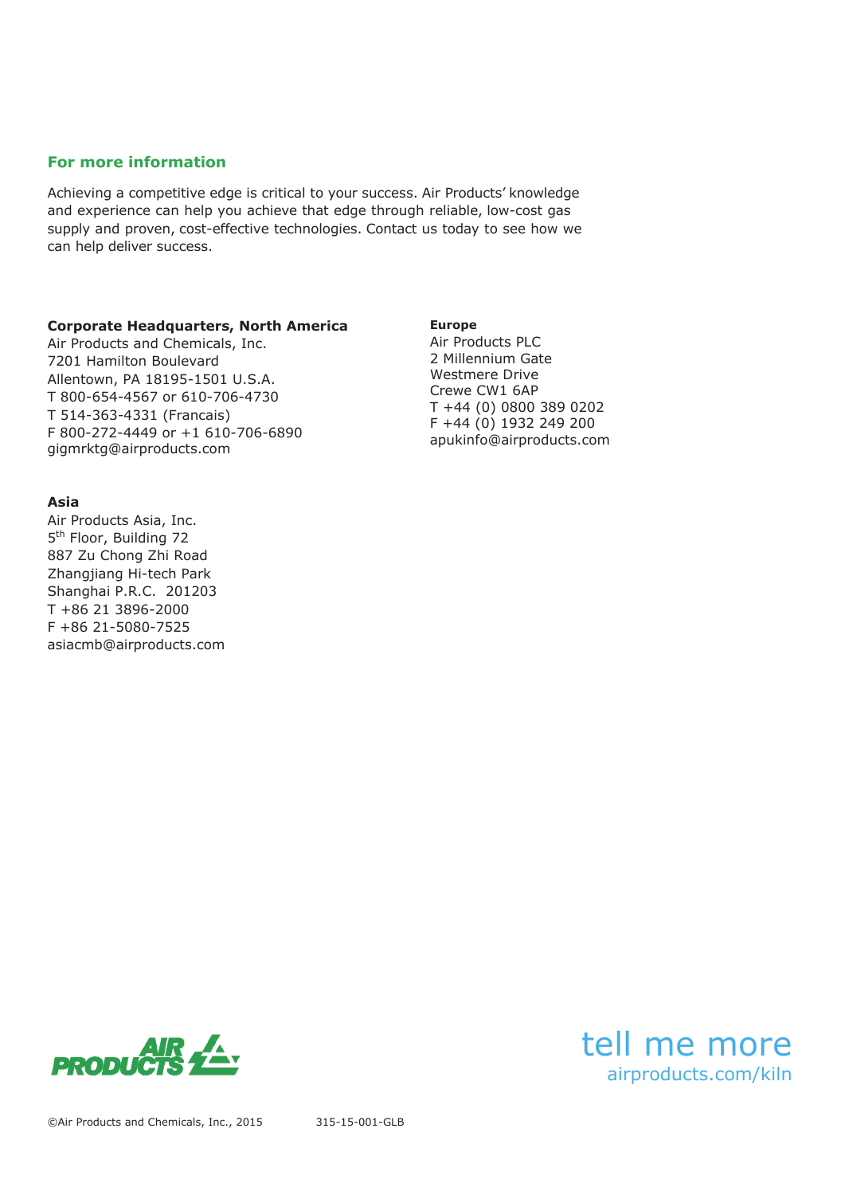## For more information

Achieving a competitive edge is critical to your success. Air Products' knowledge and experience can help you achieve that edge through reliable, low-cost gas supply and proven, cost-effective technologies. Contact us today to see how we can help deliver success.

**Corporate Headquarters, North America**
Air Products and Chemicals, Inc.
7201 Hamilton Boulevard
Allentown, PA 18195-1501 U.S.A.
T 800-654-4567 or 610-706-4730
T 514-363-4331 (Francais)
F 800-272-4449 or +1 610-706-6890
gigmrktg@airproducts.com

**Europe**
Air Products PLC
2 Millennium Gate
Westmere Drive
Crewe CW1 6AP
T +44 (0) 0800 389 0202
F +44 (0) 1932 249 200
apukinfo@airproducts.com

**Asia**
Air Products Asia, Inc.
5th Floor, Building 72
887 Zu Chong Zhi Road
Zhangjiang Hi-tech Park
Shanghai P.R.C. 201203
T +86 21 3896-2000
F +86 21-5080-7525
asiacmb@airproducts.com

AIR PRODUCTS

tell me more
airproducts.com/kiln

©Air Products and Chemicals, Inc., 2015 315-15-001-GLB